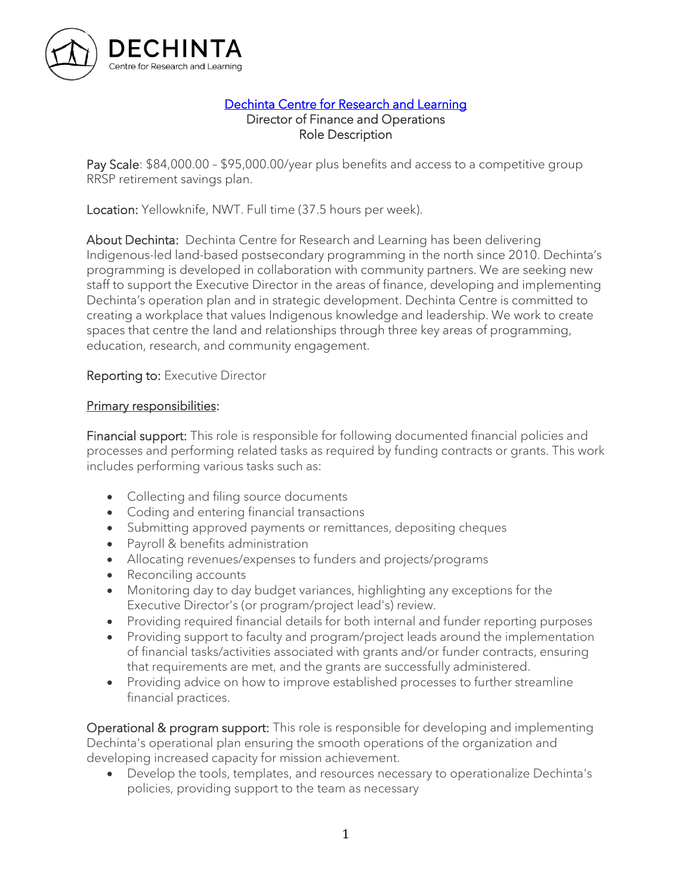DECHINTA
Centre for Research and Learning

# Dechinta Centre for Research and Learning

Director of Finance and Operations
Role Description

Pay Scale: $84,000.00 – $95,000.00/year plus benefits and access to a competitive group RRSP retirement savings plan.

Location: Yellowknife, NWT. Full time (37.5 hours per week).

About Dechinta: Dechinta Centre for Research and Learning has been delivering Indigenous-led land-based postsecondary programming in the north since 2010. Dechinta's programming is developed in collaboration with community partners. We are seeking new staff to support the Executive Director in the areas of finance, developing and implementing Dechinta's operation plan and in strategic development. Dechinta Centre is committed to creating a workplace that values Indigenous knowledge and leadership. We work to create spaces that centre the land and relationships through three key areas of programming, education, research, and community engagement.

Reporting to: Executive Director

## Primary responsibilities:

Financial support: This role is responsible for following documented financial policies and processes and performing related tasks as required by funding contracts or grants. This work includes performing various tasks such as:

- Collecting and filing source documents
- Coding and entering financial transactions
- Submitting approved payments or remittances, depositing cheques
- Payroll & benefits administration
- Allocating revenues/expenses to funders and projects/programs
- Reconciling accounts
- Monitoring day to day budget variances, highlighting any exceptions for the Executive Director's (or program/project lead's) review.
- Providing required financial details for both internal and funder reporting purposes
- Providing support to faculty and program/project leads around the implementation of financial tasks/activities associated with grants and/or funder contracts, ensuring that requirements are met, and the grants are successfully administered.
- Providing advice on how to improve established processes to further streamline financial practices.

Operational & program support: This role is responsible for developing and implementing Dechinta's operational plan ensuring the smooth operations of the organization and developing increased capacity for mission achievement.

- Develop the tools, templates, and resources necessary to operationalize Dechinta's policies, providing support to the team as necessary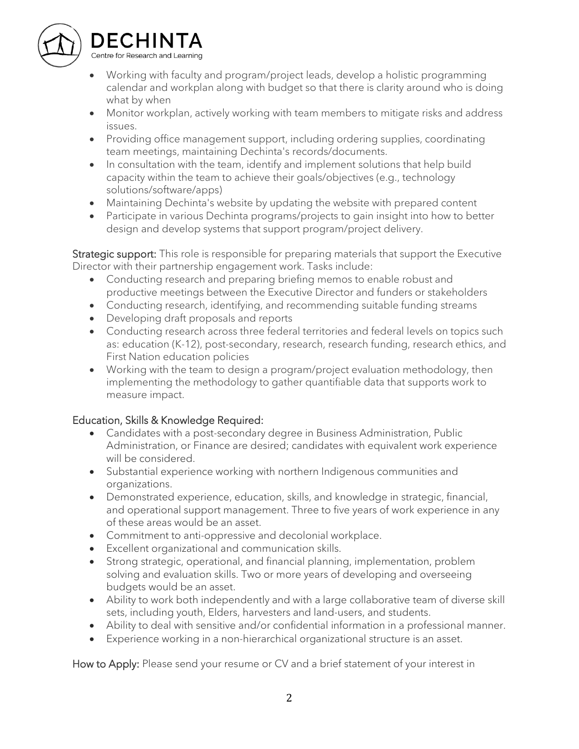- Working with faculty and program/project leads, develop a holistic programming calendar and workplan along with budget so that there is clarity around who is doing what by when
- Monitor workplan, actively working with team members to mitigate risks and address issues.
- Providing office management support, including ordering supplies, coordinating team meetings, maintaining Dechinta's records/documents.
- In consultation with the team, identify and implement solutions that help build capacity within the team to achieve their goals/objectives (e.g., technology solutions/software/apps)
- Maintaining Dechinta's website by updating the website with prepared content
- Participate in various Dechinta programs/projects to gain insight into how to better design and develop systems that support program/project delivery.

**Strategic support:** This role is responsible for preparing materials that support the Executive Director with their partnership engagement work. Tasks include:

- Conducting research and preparing briefing memos to enable robust and productive meetings between the Executive Director and funders or stakeholders
- Conducting research, identifying, and recommending suitable funding streams
- Developing draft proposals and reports
- Conducting research across three federal territories and federal levels on topics such as: education (K-12), post-secondary, research, research funding, research ethics, and First Nation education policies
- Working with the team to design a program/project evaluation methodology, then implementing the methodology to gather quantifiable data that supports work to measure impact.

## Education, Skills & Knowledge Required:

- Candidates with a post-secondary degree in Business Administration, Public Administration, or Finance are desired; candidates with equivalent work experience will be considered.
- Substantial experience working with northern Indigenous communities and organizations.
- Demonstrated experience, education, skills, and knowledge in strategic, financial, and operational support management. Three to five years of work experience in any of these areas would be an asset.
- Commitment to anti-oppressive and decolonial workplace.
- Excellent organizational and communication skills.
- Strong strategic, operational, and financial planning, implementation, problem solving and evaluation skills. Two or more years of developing and overseeing budgets would be an asset.
- Ability to work both independently and with a large collaborative team of diverse skill sets, including youth, Elders, harvesters and land-users, and students.
- Ability to deal with sensitive and/or confidential information in a professional manner.
- Experience working in a non-hierarchical organizational structure is an asset.

**How to Apply:** Please send your resume or CV and a brief statement of your interest in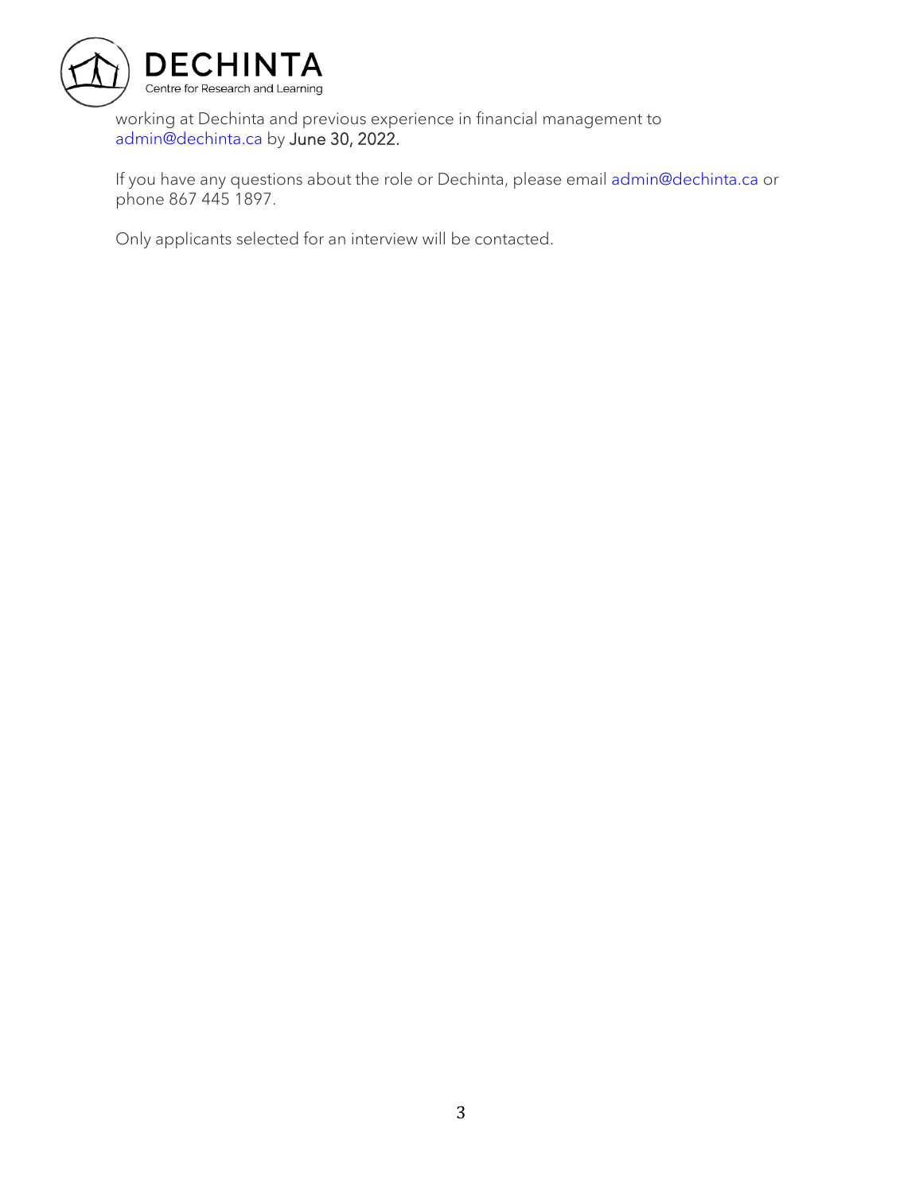working at Dechinta and previous experience in financial management to admin@dechinta.ca by June 30, 2022.

If you have any questions about the role or Dechinta, please email admin@dechinta.ca or phone 867 445 1897.

Only applicants selected for an interview will be contacted.